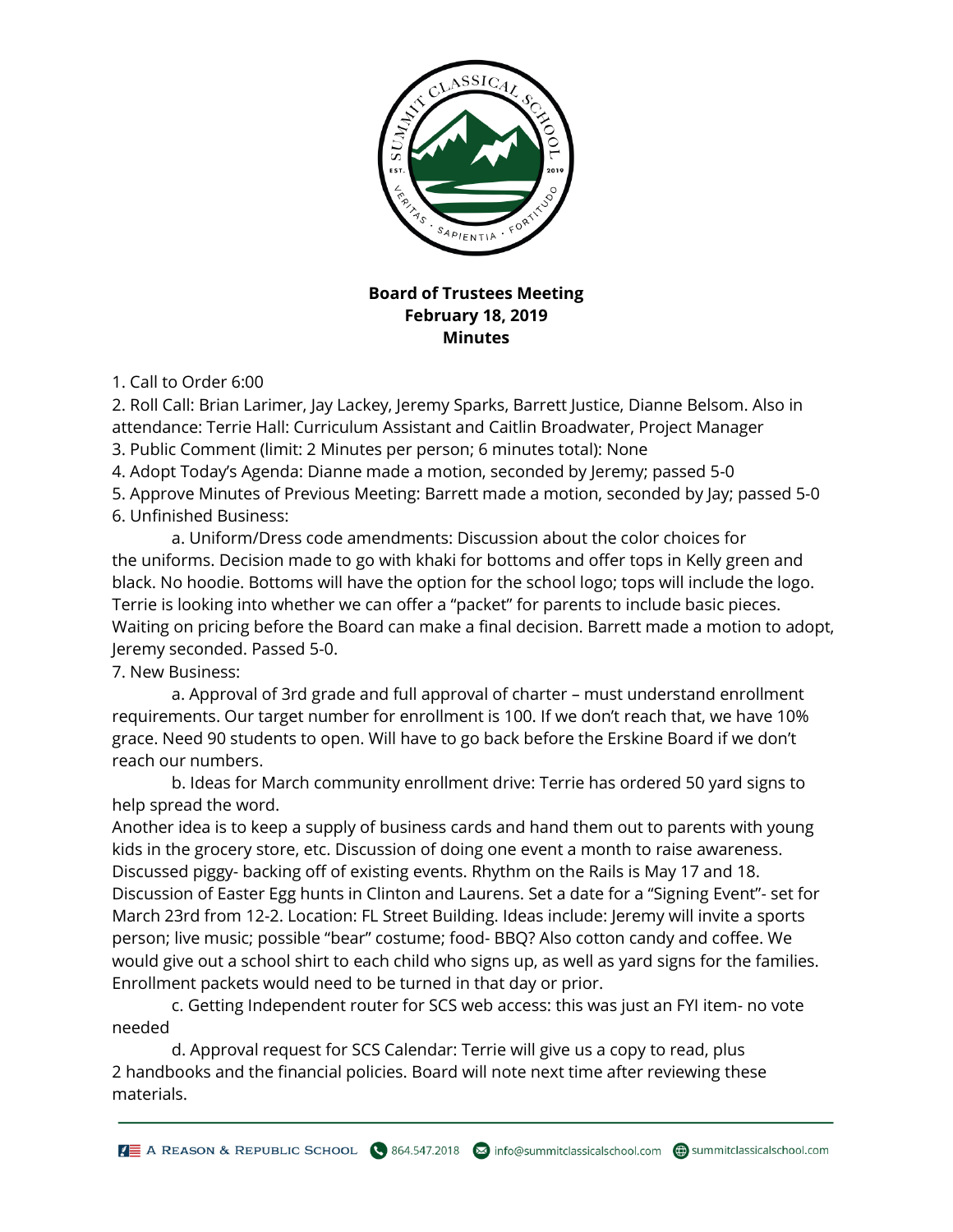**Board of Trustees Meeting**
**February 18, 2019**
**Minutes**

1. Call to Order 6:00
2. Roll Call: Brian Larimer, Jay Lackey, Jeremy Sparks, Barrett Justice, Dianne Belsom. Also in attendance: Terrie Hall: Curriculum Assistant and Caitlin Broadwater, Project Manager
3. Public Comment (limit: 2 Minutes per person; 6 minutes total): None
4. Adopt Today's Agenda: Dianne made a motion, seconded by Jeremy; passed 5-0
5. Approve Minutes of Previous Meeting: Barrett made a motion, seconded by Jay; passed 5-0
6. Unfinished Business:

   a. Uniform/Dress code amendments: Discussion about the color choices for the uniforms. Decision made to go with khaki for bottoms and offer tops in Kelly green and black. No hoodie. Bottoms will have the option for the school logo; tops will include the logo. Terrie is looking into whether we can offer a "packet" for parents to include basic pieces. Waiting on pricing before the Board can make a final decision. Barrett made a motion to adopt, Jeremy seconded. Passed 5-0.

7. New Business:

   a. Approval of 3rd grade and full approval of charter – must understand enrollment requirements. Our target number for enrollment is 100. If we don't reach that, we have 10% grace. Need 90 students to open. Will have to go back before the Erskine Board if we don't reach our numbers.

   b. Ideas for March community enrollment drive: Terrie has ordered 50 yard signs to help spread the word.
Another idea is to keep a supply of business cards and hand them out to parents with young kids in the grocery store, etc. Discussion of doing one event a month to raise awareness. Discussed piggy- backing off of existing events. Rhythm on the Rails is May 17 and 18. Discussion of Easter Egg hunts in Clinton and Laurens. Set a date for a "Signing Event"- set for March 23rd from 12-2. Location: FL Street Building. Ideas include: Jeremy will invite a sports person; live music; possible "bear" costume; food- BBQ? Also cotton candy and coffee. We would give out a school shirt to each child who signs up, as well as yard signs for the families. Enrollment packets would need to be turned in that day or prior.

   c. Getting Independent router for SCS web access: this was just an FYI item- no vote needed

   d. Approval request for SCS Calendar: Terrie will give us a copy to read, plus 2 handbooks and the financial policies. Board will note next time after reviewing these materials.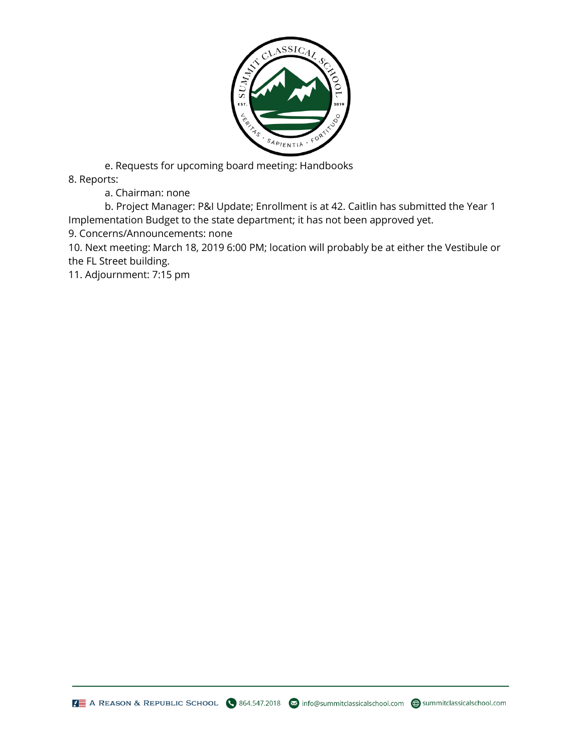e. Requests for upcoming board meeting: Handbooks

8. Reports:

a. Chairman: none

b. Project Manager: P&I Update; Enrollment is at 42. Caitlin has submitted the Year 1 Implementation Budget to the state department; it has not been approved yet.

9. Concerns/Announcements: none

10. Next meeting: March 18, 2019 6:00 PM; location will probably be at either the Vestibule or the FL Street building.

11. Adjournment: 7:15 pm